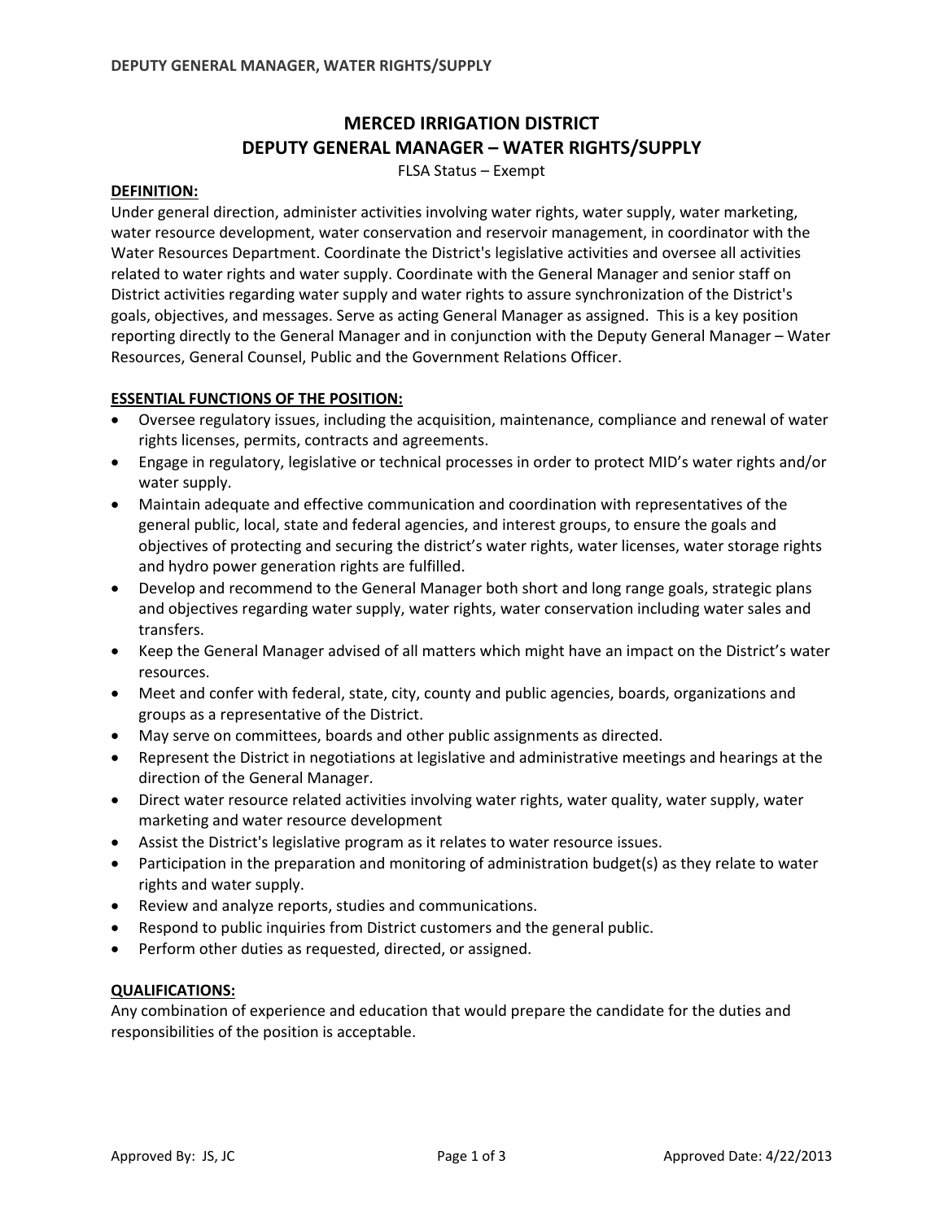# MERCED IRRIGATION DISTRICT
# DEPUTY GENERAL MANAGER – WATER RIGHTS/SUPPLY

FLSA Status – Exempt

**DEFINITION:**

Under general direction, administer activities involving water rights, water supply, water marketing, water resource development, water conservation and reservoir management, in coordinator with the Water Resources Department. Coordinate the District's legislative activities and oversee all activities related to water rights and water supply. Coordinate with the General Manager and senior staff on District activities regarding water supply and water rights to assure synchronization of the District's goals, objectives, and messages. Serve as acting General Manager as assigned. This is a key position reporting directly to the General Manager and in conjunction with the Deputy General Manager – Water Resources, General Counsel, Public and the Government Relations Officer.

**ESSENTIAL FUNCTIONS OF THE POSITION:**

- Oversee regulatory issues, including the acquisition, maintenance, compliance and renewal of water rights licenses, permits, contracts and agreements.
- Engage in regulatory, legislative or technical processes in order to protect MID's water rights and/or water supply.
- Maintain adequate and effective communication and coordination with representatives of the general public, local, state and federal agencies, and interest groups, to ensure the goals and objectives of protecting and securing the district's water rights, water licenses, water storage rights and hydro power generation rights are fulfilled.
- Develop and recommend to the General Manager both short and long range goals, strategic plans and objectives regarding water supply, water rights, water conservation including water sales and transfers.
- Keep the General Manager advised of all matters which might have an impact on the District's water resources.
- Meet and confer with federal, state, city, county and public agencies, boards, organizations and groups as a representative of the District.
- May serve on committees, boards and other public assignments as directed.
- Represent the District in negotiations at legislative and administrative meetings and hearings at the direction of the General Manager.
- Direct water resource related activities involving water rights, water quality, water supply, water marketing and water resource development
- Assist the District's legislative program as it relates to water resource issues.
- Participation in the preparation and monitoring of administration budget(s) as they relate to water rights and water supply.
- Review and analyze reports, studies and communications.
- Respond to public inquiries from District customers and the general public.
- Perform other duties as requested, directed, or assigned.

**QUALIFICATIONS:**

Any combination of experience and education that would prepare the candidate for the duties and responsibilities of the position is acceptable.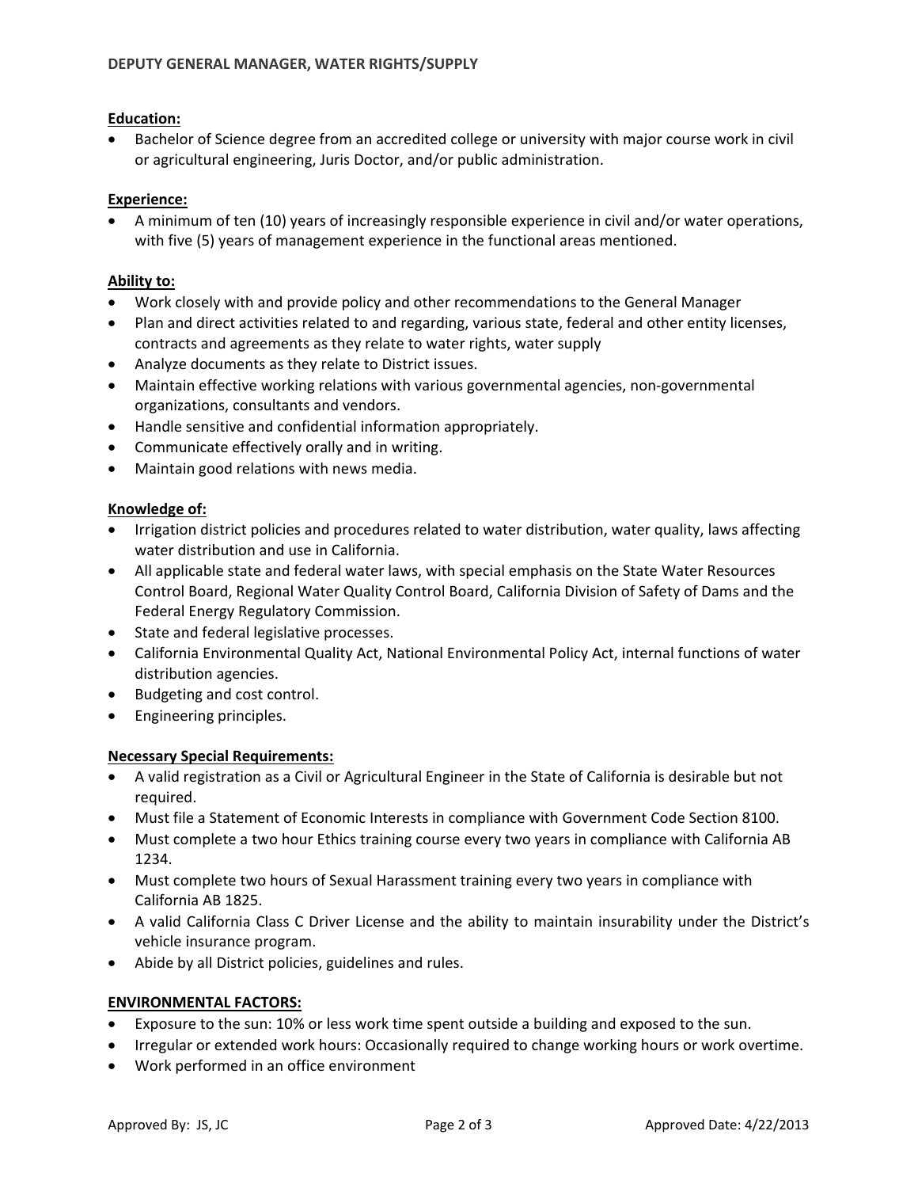**Education:**

- Bachelor of Science degree from an accredited college or university with major course work in civil or agricultural engineering, Juris Doctor, and/or public administration.

**Experience:**

- A minimum of ten (10) years of increasingly responsible experience in civil and/or water operations, with five (5) years of management experience in the functional areas mentioned.

**Ability to:**

- Work closely with and provide policy and other recommendations to the General Manager
- Plan and direct activities related to and regarding, various state, federal and other entity licenses, contracts and agreements as they relate to water rights, water supply
- Analyze documents as they relate to District issues.
- Maintain effective working relations with various governmental agencies, non-governmental organizations, consultants and vendors.
- Handle sensitive and confidential information appropriately.
- Communicate effectively orally and in writing.
- Maintain good relations with news media.

**Knowledge of:**

- Irrigation district policies and procedures related to water distribution, water quality, laws affecting water distribution and use in California.
- All applicable state and federal water laws, with special emphasis on the State Water Resources Control Board, Regional Water Quality Control Board, California Division of Safety of Dams and the Federal Energy Regulatory Commission.
- State and federal legislative processes.
- California Environmental Quality Act, National Environmental Policy Act, internal functions of water distribution agencies.
- Budgeting and cost control.
- Engineering principles.

**Necessary Special Requirements:**

- A valid registration as a Civil or Agricultural Engineer in the State of California is desirable but not required.
- Must file a Statement of Economic Interests in compliance with Government Code Section 8100.
- Must complete a two hour Ethics training course every two years in compliance with California AB 1234.
- Must complete two hours of Sexual Harassment training every two years in compliance with California AB 1825.
- A valid California Class C Driver License and the ability to maintain insurability under the District's vehicle insurance program.
- Abide by all District policies, guidelines and rules.

**ENVIRONMENTAL FACTORS:**

- Exposure to the sun: 10% or less work time spent outside a building and exposed to the sun.
- Irregular or extended work hours: Occasionally required to change working hours or work overtime.
- Work performed in an office environment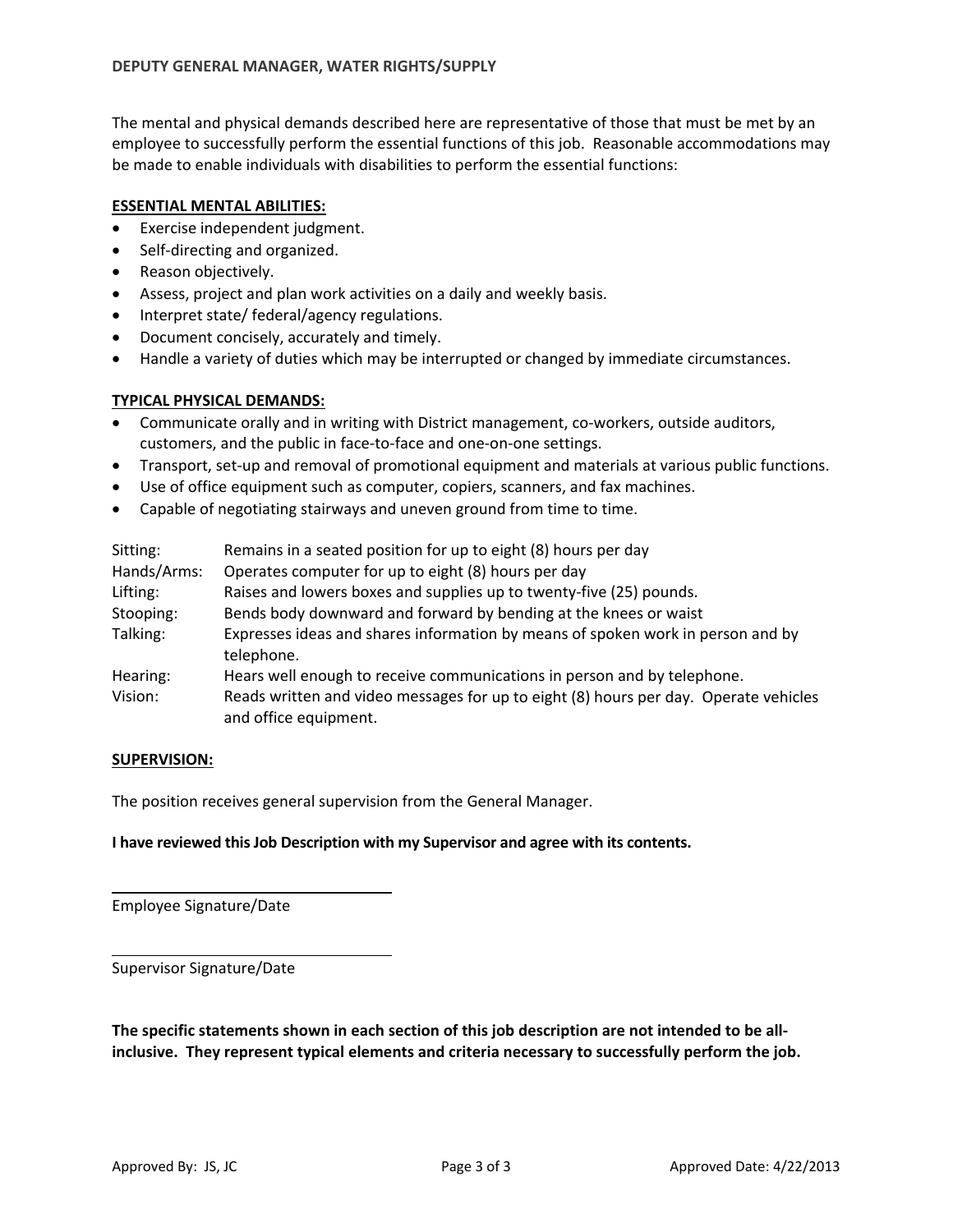The mental and physical demands described here are representative of those that must be met by an employee to successfully perform the essential functions of this job. Reasonable accommodations may be made to enable individuals with disabilities to perform the essential functions:

**ESSENTIAL MENTAL ABILITIES:**

- Exercise independent judgment.
- Self-directing and organized.
- Reason objectively.
- Assess, project and plan work activities on a daily and weekly basis.
- Interpret state/ federal/agency regulations.
- Document concisely, accurately and timely.
- Handle a variety of duties which may be interrupted or changed by immediate circumstances.

**TYPICAL PHYSICAL DEMANDS:**

- Communicate orally and in writing with District management, co-workers, outside auditors, customers, and the public in face-to-face and one-on-one settings.
- Transport, set-up and removal of promotional equipment and materials at various public functions.
- Use of office equipment such as computer, copiers, scanners, and fax machines.
- Capable of negotiating stairways and uneven ground from time to time.

| | |
|---|---|
| Sitting: | Remains in a seated position for up to eight (8) hours per day |
| Hands/Arms: | Operates computer for up to eight (8) hours per day |
| Lifting: | Raises and lowers boxes and supplies up to twenty-five (25) pounds. |
| Stooping: | Bends body downward and forward by bending at the knees or waist |
| Talking: | Expresses ideas and shares information by means of spoken work in person and by telephone. |
| Hearing: | Hears well enough to receive communications in person and by telephone. |
| Vision: | Reads written and video messages for up to eight (8) hours per day. Operate vehicles and office equipment. |

**SUPERVISION:**

The position receives general supervision from the General Manager.

**I have reviewed this Job Description with my Supervisor and agree with its contents.**

_______________________________

Employee Signature/Date

_______________________________

Supervisor Signature/Date

**The specific statements shown in each section of this job description are not intended to be all-inclusive. They represent typical elements and criteria necessary to successfully perform the job.**

Approved By: JS, JC

Approved Date: 4/22/2013